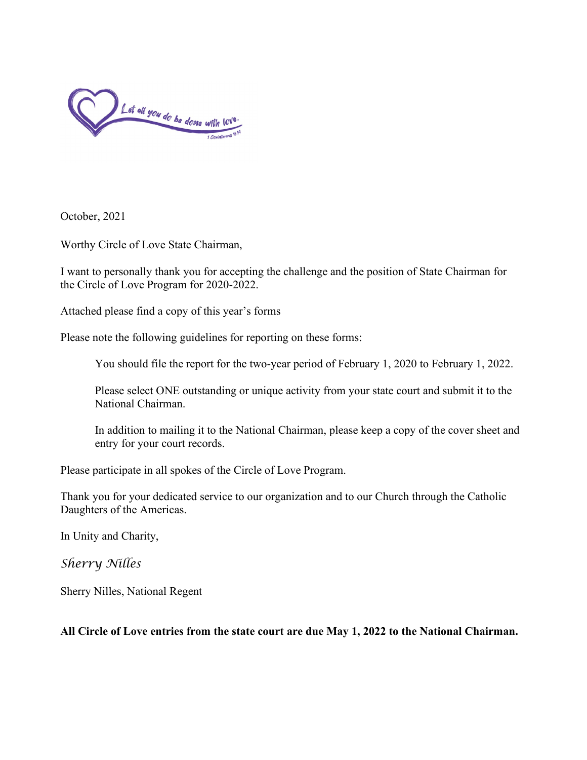Let all you do be done with love.
1 Corinthians 16:14

October, 2021

Worthy Circle of Love State Chairman,

I want to personally thank you for accepting the challenge and the position of State Chairman for the Circle of Love Program for 2020-2022.

Attached please find a copy of this year's forms

Please note the following guidelines for reporting on these forms:

> You should file the report for the two-year period of February 1, 2020 to February 1, 2022.
>
> Please select ONE outstanding or unique activity from your state court and submit it to the National Chairman.
>
> In addition to mailing it to the National Chairman, please keep a copy of the cover sheet and entry for your court records.

Please participate in all spokes of the Circle of Love Program.

Thank you for your dedicated service to our organization and to our Church through the Catholic Daughters of the Americas.

In Unity and Charity,

*Sherry Nilles*

Sherry Nilles, National Regent

**All Circle of Love entries from the state court are due May 1, 2022 to the National Chairman.**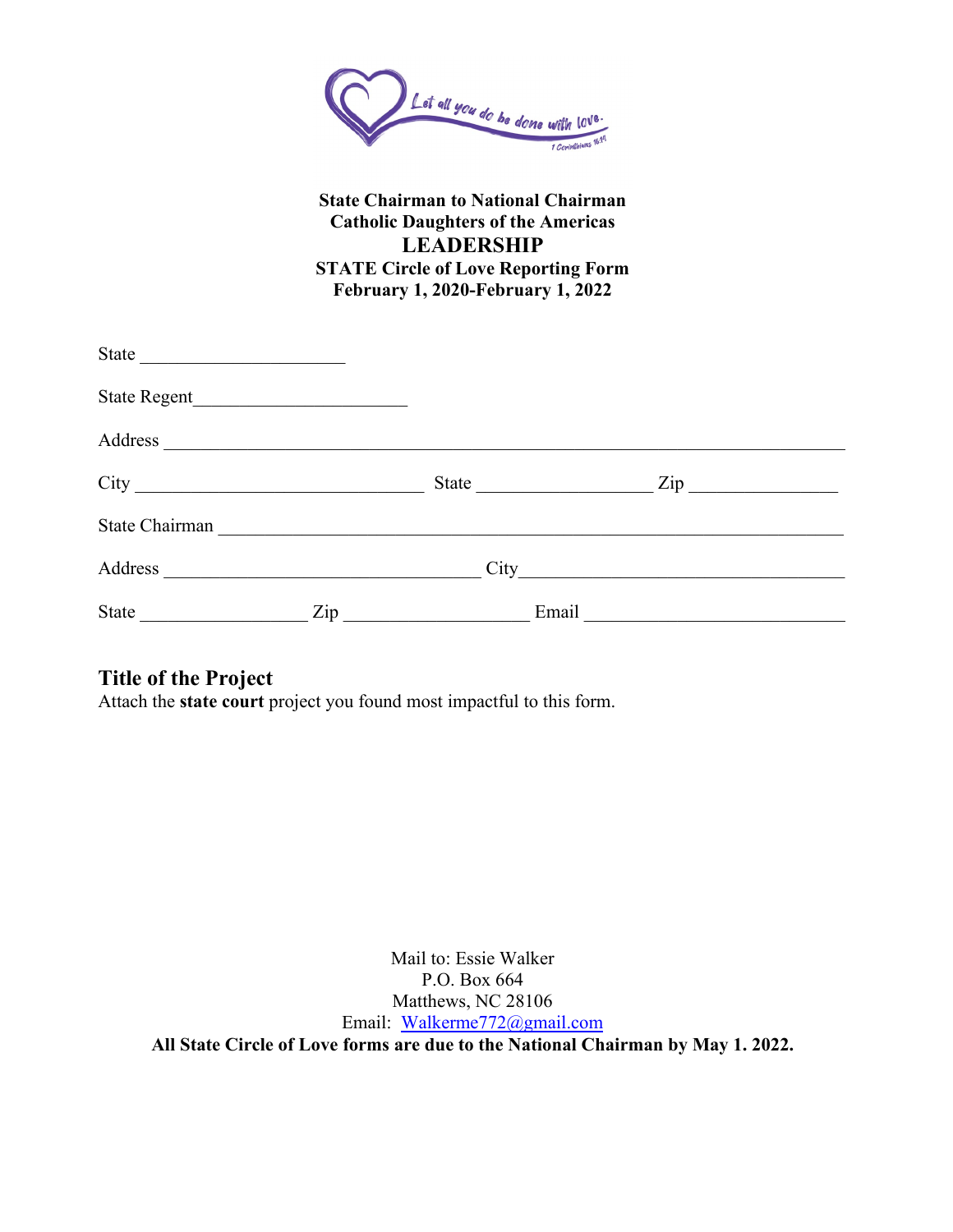Let all you do be done with love.
1 Corinthians 16:14

**State Chairman to National Chairman**
**Catholic Daughters of the Americas**

# LEADERSHIP

**STATE Circle of Love Reporting Form**
**February 1, 2020-February 1, 2022**

State ______________________

State Regent______________________

Address ___________________________________________________________________________

City _______________________________ State ___________________ Zip ________________

State Chairman _____________________________________________________________________

Address __________________________________ City___________________________________

State __________________ Zip ____________________ Email ____________________________

## Title of the Project

Attach the **state court** project you found most impactful to this form.

Mail to: Essie Walker
P.O. Box 664
Matthews, NC 28106
Email: Walkerme772@gmail.com

**All State Circle of Love forms are due to the National Chairman by May 1. 2022.**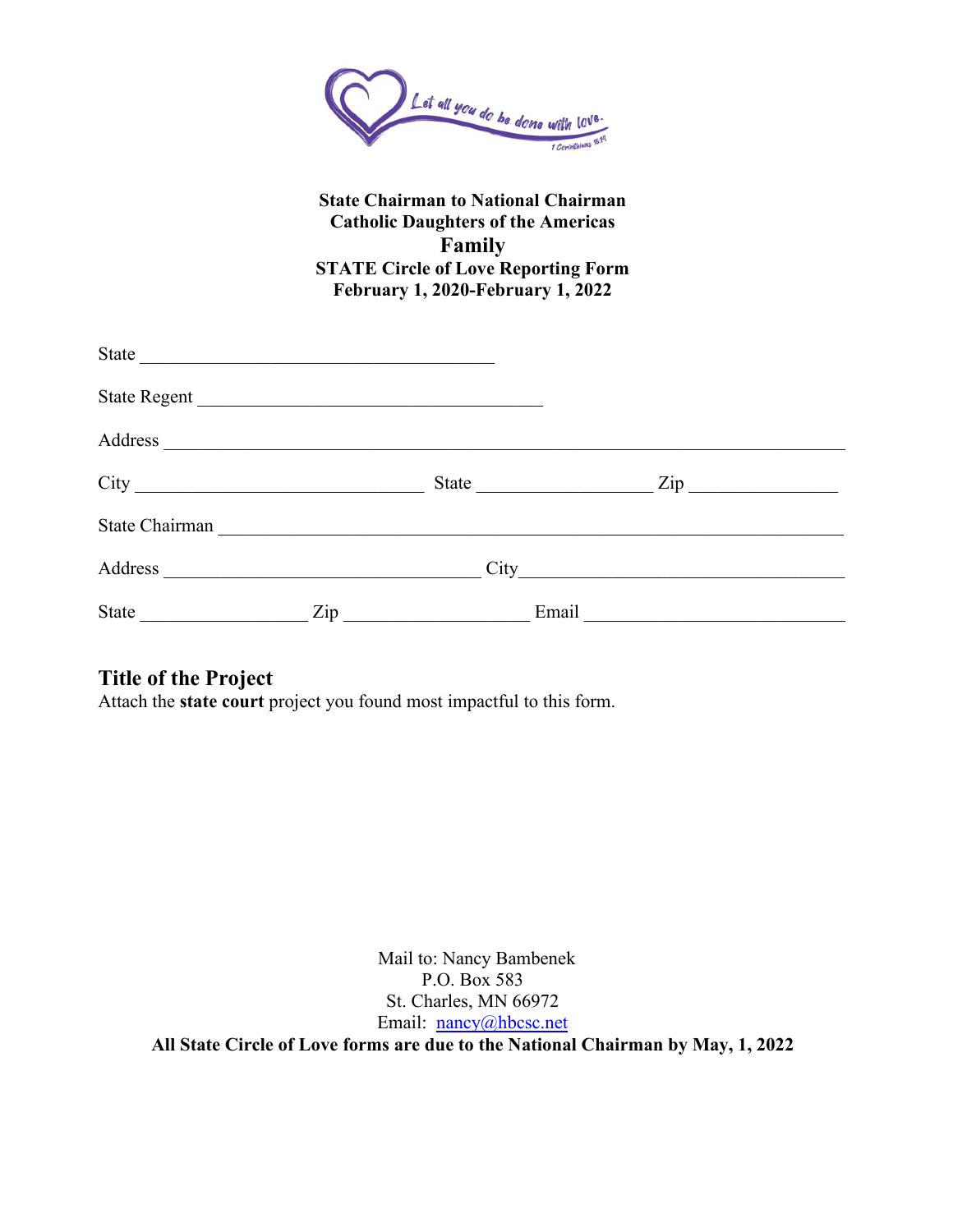Let all you do be done with love.
1 Corinthians 16:14

**State Chairman to National Chairman**
**Catholic Daughters of the Americas**
**Family**
**STATE Circle of Love Reporting Form**
**February 1, 2020-February 1, 2022**

State ______________________________________

State Regent ______________________________________

Address ______________________________________________________________________

City ______________________________ State __________________ Zip ________________

State Chairman ______________________________________________________________

Address __________________________________ City__________________________________

State _________________ Zip ____________________ Email __________________________

## Title of the Project

Attach the **state court** project you found most impactful to this form.

Mail to: Nancy Bambenek
P.O. Box 583
St. Charles, MN 66972
Email: nancy@hbcsc.net

**All State Circle of Love forms are due to the National Chairman by May, 1, 2022**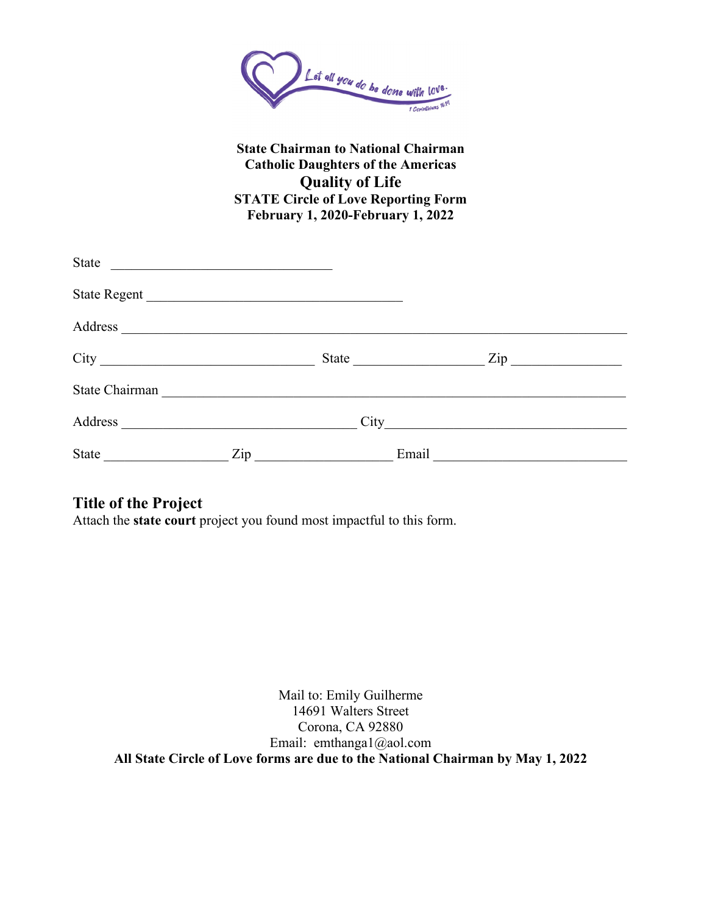**State Chairman to National Chairman**
**Catholic Daughters of the Americas**
**Quality of Life**
**STATE Circle of Love Reporting Form**
**February 1, 2020-February 1, 2022**

State ________________________________

State Regent _____________________________________

Address ___________________________________________________________________________

City _______________________________ State ___________________ Zip ________________

State Chairman ____________________________________________________________________

Address __________________________________ City___________________________________

State __________________ Zip ____________________ Email ____________________________

## Title of the Project

Attach the **state court** project you found most impactful to this form.

Mail to: Emily Guilherme
14691 Walters Street
Corona, CA 92880
Email: emthanga1@aol.com

**All State Circle of Love forms are due to the National Chairman by May 1, 2022**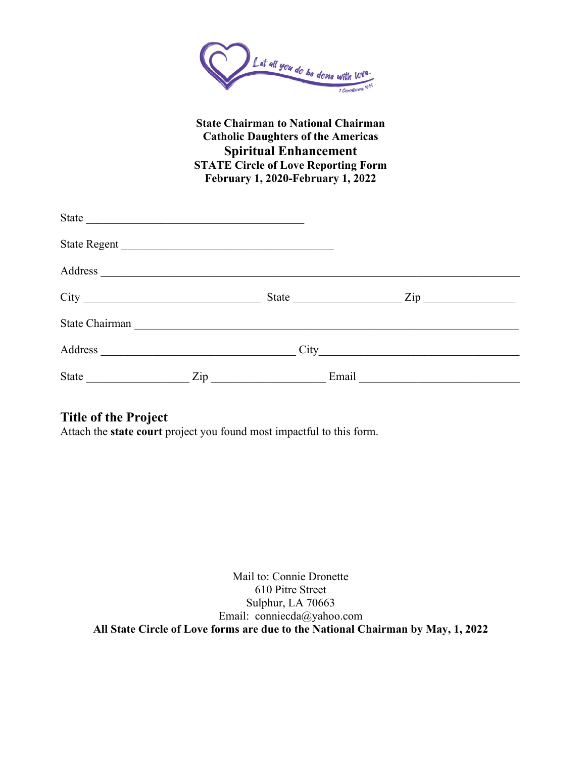Let all you do be done with love.
1 Corinthians 16:14

**State Chairman to National Chairman**
**Catholic Daughters of the Americas**
## Spiritual Enhancement
**STATE Circle of Love Reporting Form**
**February 1, 2020-February 1, 2022**

State ______________________________________

State Regent ______________________________________

Address ______________________________________________________________________

City ______________________________ State __________________ Zip ________________

State Chairman ______________________________________________________________

Address __________________________________ City__________________________________

State _________________ Zip ___________________ Email ___________________________

## Title of the Project

Attach the **state court** project you found most impactful to this form.

Mail to: Connie Dronette
610 Pitre Street
Sulphur, LA 70663
Email: conniecda@yahoo.com

**All State Circle of Love forms are due to the National Chairman by May, 1, 2022**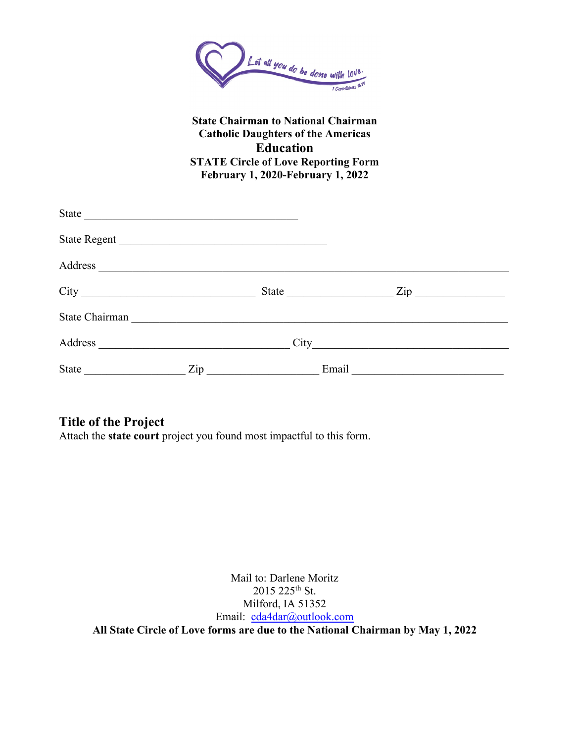Let all you do be done with love. 1 Corinthians 16:14

**State Chairman to National Chairman**
**Catholic Daughters of the Americas**
**Education**
**STATE Circle of Love Reporting Form**
**February 1, 2020-February 1, 2022**

State ______________________________________

State Regent _____________________________________

Address ___________________________________________________________________________

City ________________________________ State ___________________ Zip ________________

State Chairman _____________________________________________________________________

Address ___________________________________ City___________________________________

State __________________ Zip ____________________ Email ___________________________

## Title of the Project

Attach the **state court** project you found most impactful to this form.

Mail to: Darlene Moritz
2015 225th St.
Milford, IA 51352
Email: cda4dar@outlook.com

**All State Circle of Love forms are due to the National Chairman by May 1, 2022**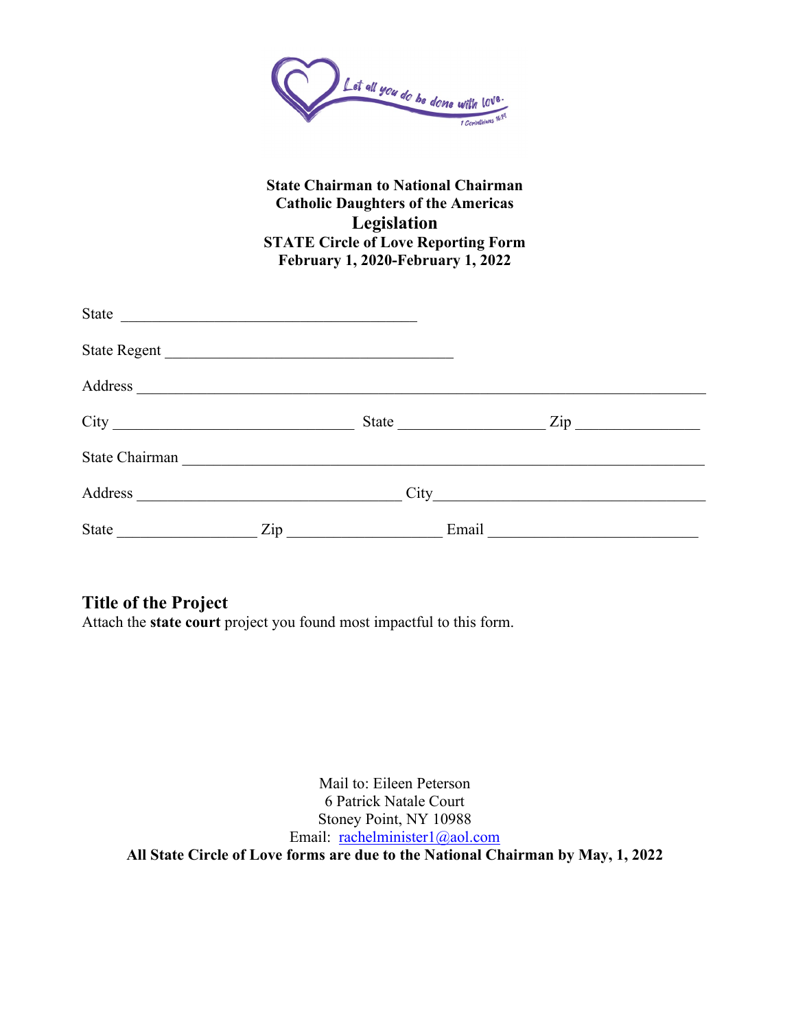Let all you do be done with love.
1 Corinthians 16:14

**State Chairman to National Chairman**
**Catholic Daughters of the Americas**

## Legislation

**STATE Circle of Love Reporting Form**
**February 1, 2020-February 1, 2022**

State ______________________________________

State Regent ______________________________________

Address ______________________________________________________________________

City ______________________________ State __________________ Zip _______________

State Chairman ________________________________________________________________

Address _________________________________ City__________________________________

State _________________ Zip ___________________ Email __________________________

### Title of the Project

Attach the **state court** project you found most impactful to this form.

Mail to: Eileen Peterson
6 Patrick Natale Court
Stoney Point, NY 10988
Email: rachelminister1@aol.com

**All State Circle of Love forms are due to the National Chairman by May, 1, 2022**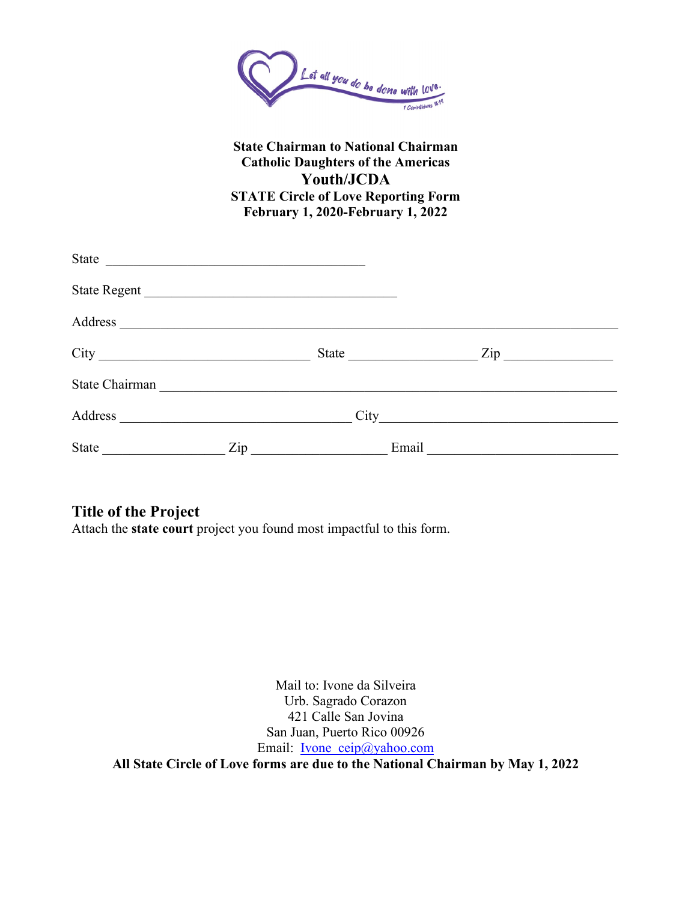**State Chairman to National Chairman**
**Catholic Daughters of the Americas**
**Youth/JCDA**
**STATE Circle of Love Reporting Form**
**February 1, 2020-February 1, 2022**

State ________________________________________

State Regent ______________________________________

Address ___________________________________________________________________________

City ________________________________ State ____________________ Zip ________________

State Chairman ______________________________________________________________________

Address ___________________________________ City___________________________________

State __________________ Zip ____________________ Email ____________________________

## Title of the Project

Attach the **state court** project you found most impactful to this form.

Mail to: Ivone da Silveira
Urb. Sagrado Corazon
421 Calle San Jovina
San Juan, Puerto Rico 00926
Email: Ivone_ceip@yahoo.com

**All State Circle of Love forms are due to the National Chairman by May 1, 2022**